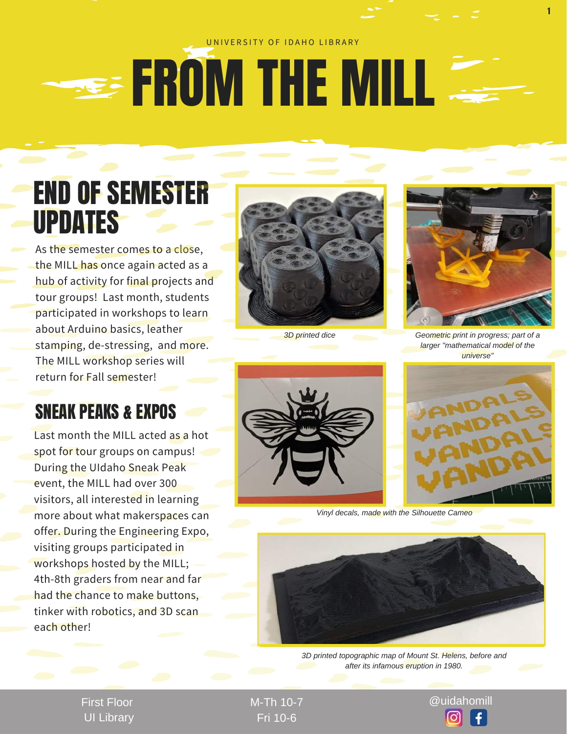UNIVERSITY OF IDAHO LIBRARY

# FROM THE MILL

## END OF SEMESTER UPDATES

As the semester comes to a close, the MILL has once again acted as a hub of activity for final projects and tour groups! Last month, students participated in workshops to learn about Arduino basics, leather stamping, de-stressing, and more. The MILL workshop series will return for Fall semester!

## SNEAK PEAKS & EXPOS

Last month the MILL acted as a hot spot for tour groups on campus! During the UIdaho Sneak Peak event, the MILL had over 300 visitors, all interested in learning more about what makerspaces can offer. During the Engineering Expo, visiting groups participated in workshops hosted by the MILL; 4th-8th graders from near and far had the chance to make buttons, tinker with robotics, and 3D scan each other!

*3D printed dice*

*Geometric print in progress; part of a larger "mathematical model of the universe"*

*Vinyl decals, made with the Silhouette Cameo*

*3D printed topographic map of Mount St. Helens, before and after its infamous eruption in 1980.*

First Floor
UI Library

M-Th 10-7
Fri 10-6

@uidahomill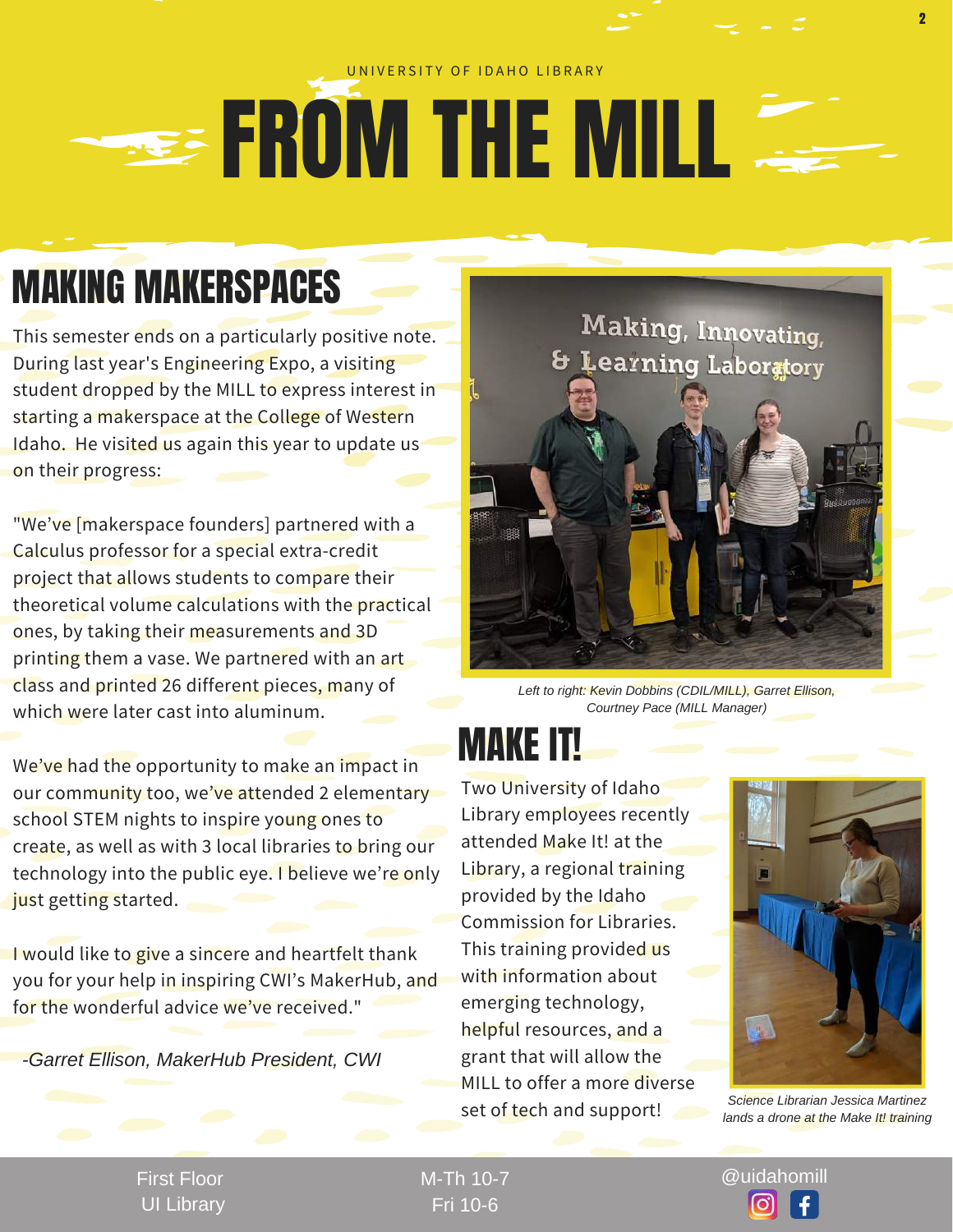UNIVERSITY OF IDAHO LIBRARY

# FROM THE MILL

## MAKING MAKERSPACES

This semester ends on a particularly positive note. During last year's Engineering Expo, a visiting student dropped by the MILL to express interest in starting a makerspace at the College of Western Idaho. He visited us again this year to update us on their progress:

"We've [makerspace founders] partnered with a Calculus professor for a special extra-credit project that allows students to compare their theoretical volume calculations with the practical ones, by taking their measurements and 3D printing them a vase. We partnered with an art class and printed 26 different pieces, many of which were later cast into aluminum.

We've had the opportunity to make an impact in our community too, we've attended 2 elementary school STEM nights to inspire young ones to create, as well as with 3 local libraries to bring our technology into the public eye. I believe we're only just getting started.

I would like to give a sincere and heartfelt thank you for your help in inspiring CWI's MakerHub, and for the wonderful advice we've received."

*-Garret Ellison, MakerHub President, CWI*

*Left to right: Kevin Dobbins (CDIL/MILL), Garret Ellison, Courtney Pace (MILL Manager)*

## MAKE IT!

Two University of Idaho Library employees recently attended Make It! at the Library, a regional training provided by the Idaho Commission for Libraries. This training provided us with information about emerging technology, helpful resources, and a grant that will allow the MILL to offer a more diverse set of tech and support!

*Science Librarian Jessica Martinez lands a drone at the Make It! training*

First Floor
UI Library

M-Th 10-7
Fri 10-6

@uidahomill